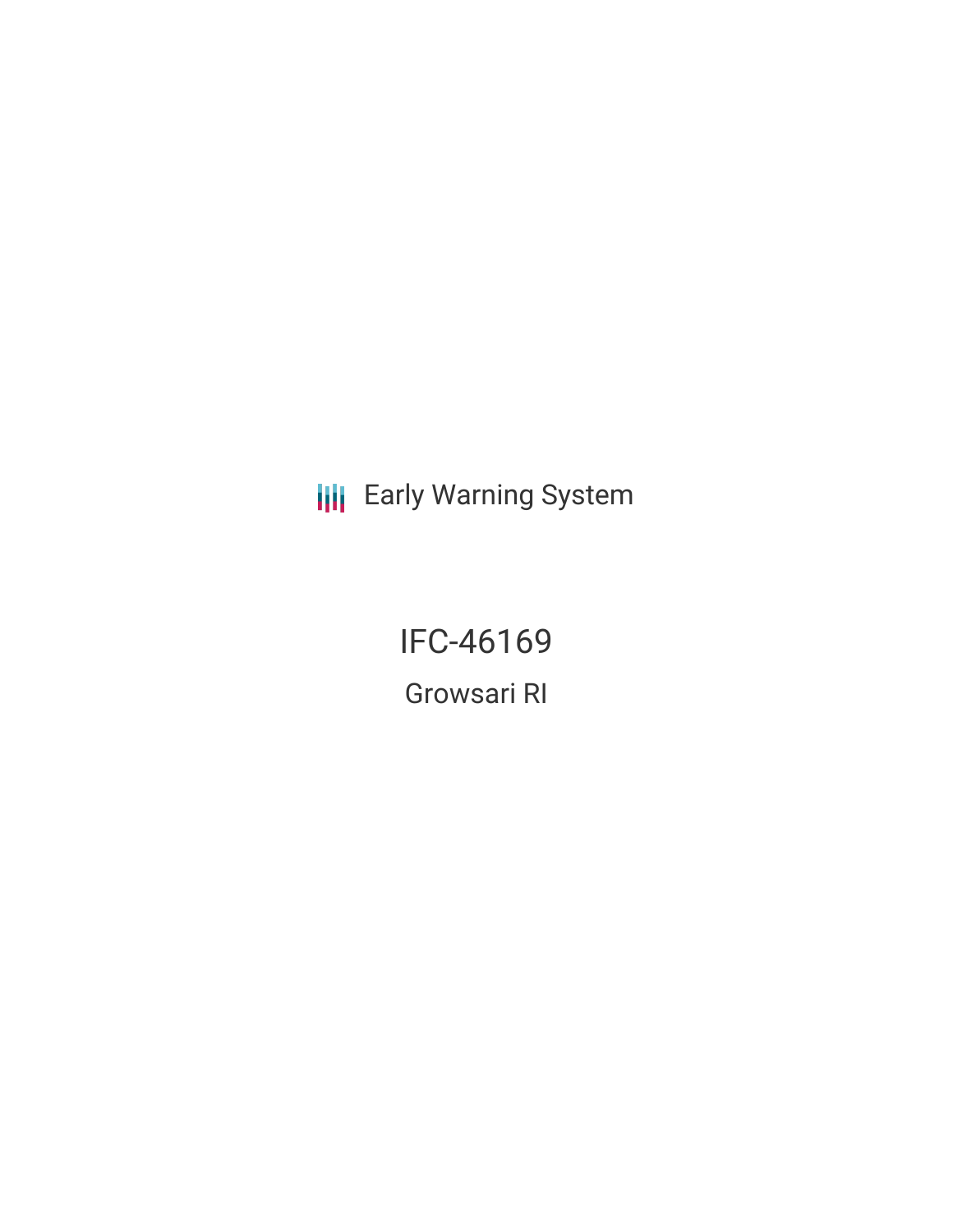Early Warning System

# IFC-46169

## Growsari RI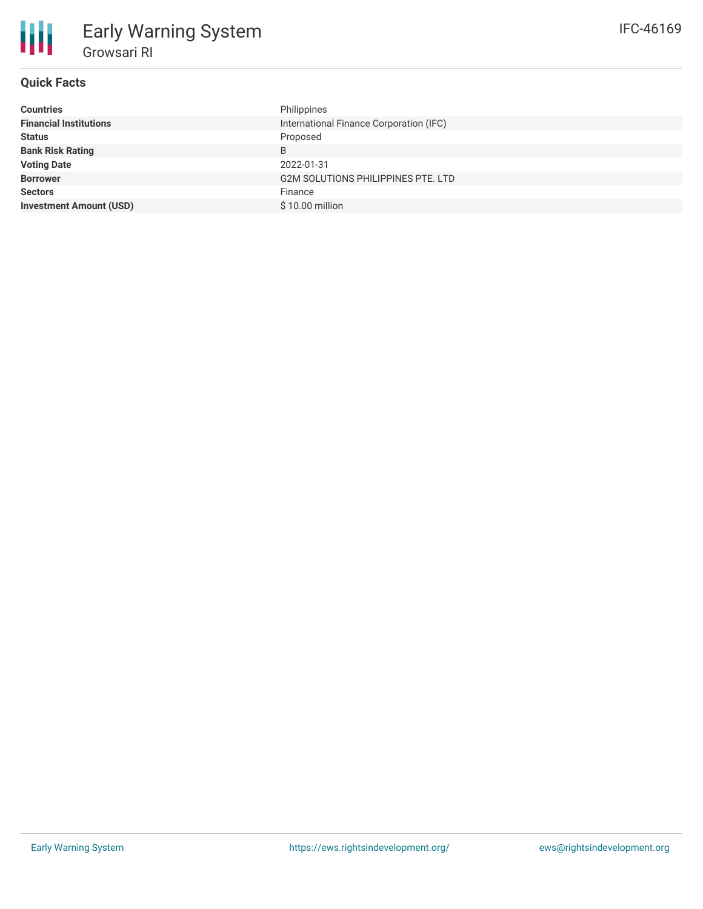# Early Warning System

## Growsari RI

IFC-46169

### Quick Facts

| | |
|---|---|
| **Countries** | Philippines |
| **Financial Institutions** | International Finance Corporation (IFC) |
| **Status** | Proposed |
| **Bank Risk Rating** | B |
| **Voting Date** | 2022-01-31 |
| **Borrower** | G2M SOLUTIONS PHILIPPINES PTE. LTD |
| **Sectors** | Finance |
| **Investment Amount (USD)** | $ 10.00 million |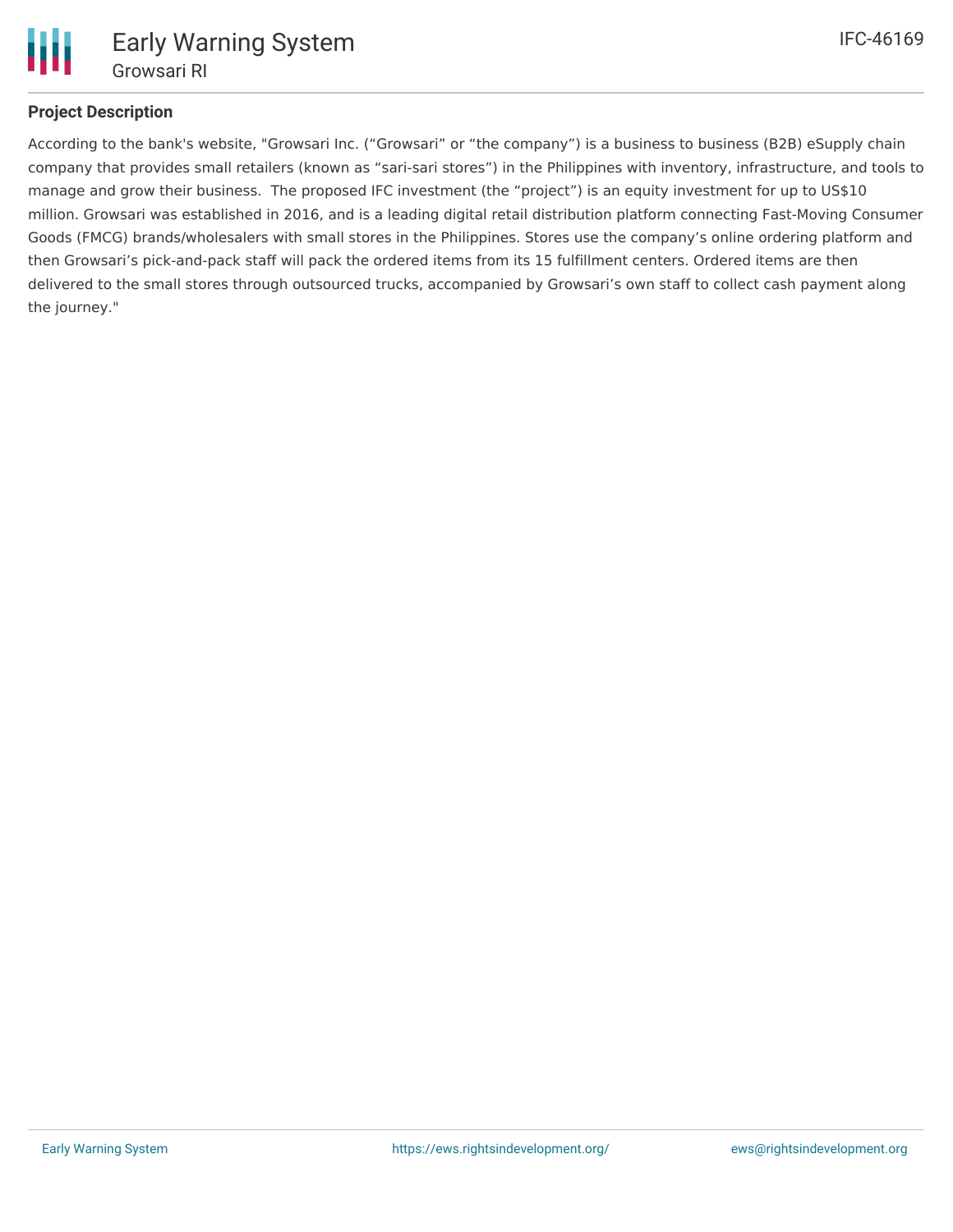## Project Description

According to the bank's website, "Growsari Inc. ("Growsari" or "the company") is a business to business (B2B) eSupply chain company that provides small retailers (known as "sari-sari stores") in the Philippines with inventory, infrastructure, and tools to manage and grow their business.  The proposed IFC investment (the "project") is an equity investment for up to US$10 million. Growsari was established in 2016, and is a leading digital retail distribution platform connecting Fast-Moving Consumer Goods (FMCG) brands/wholesalers with small stores in the Philippines. Stores use the company's online ordering platform and then Growsari's pick-and-pack staff will pack the ordered items from its 15 fulfillment centers. Ordered items are then delivered to the small stores through outsourced trucks, accompanied by Growsari's own staff to collect cash payment along the journey."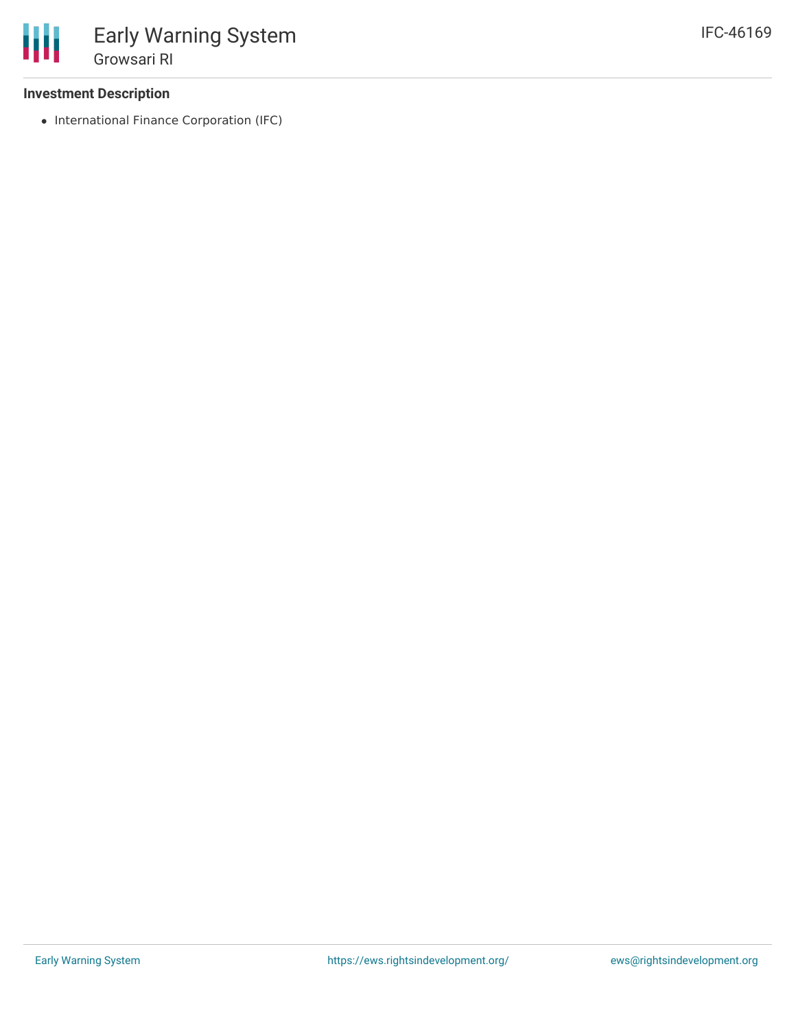### Investment Description

- International Finance Corporation (IFC)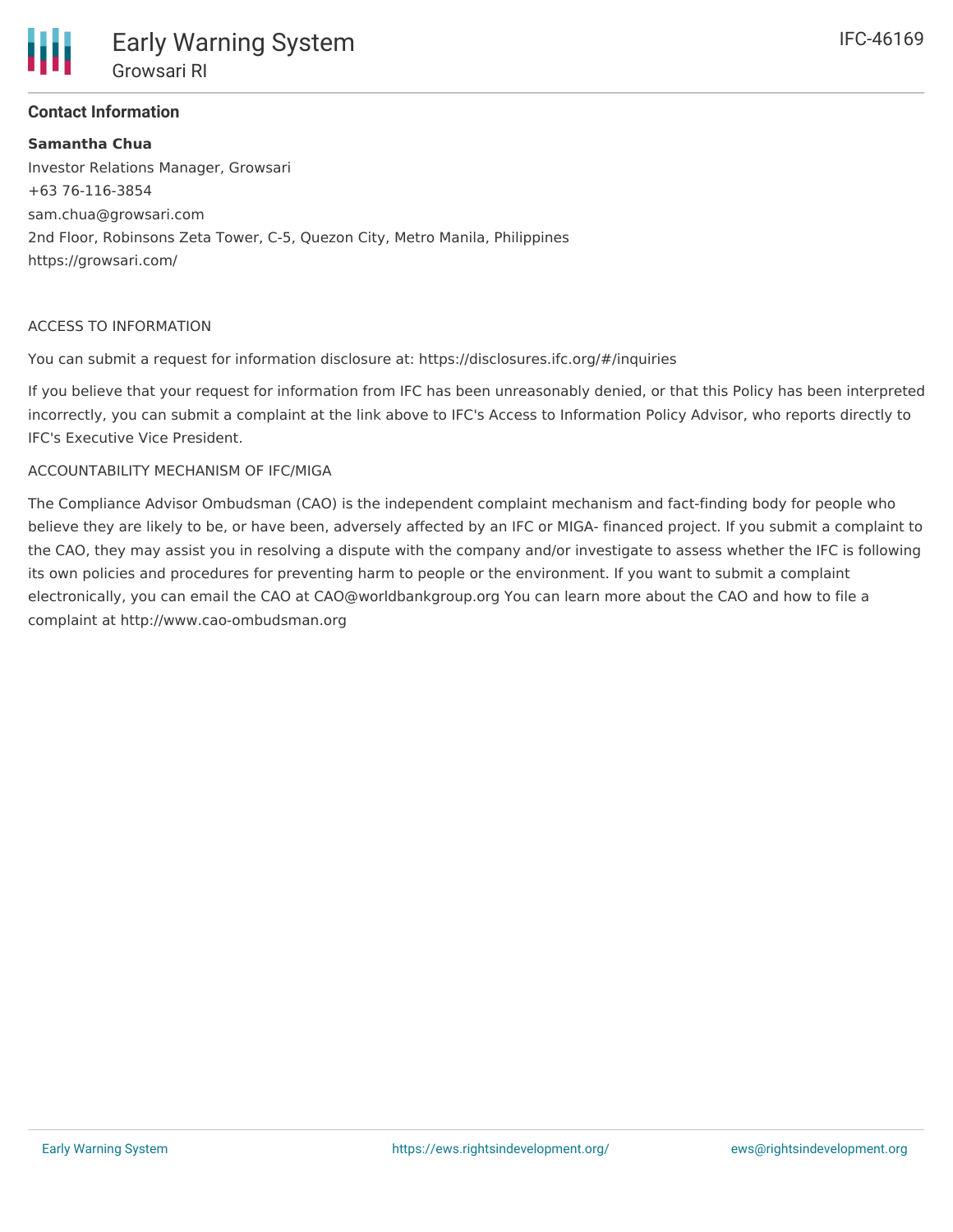### Contact Information

**Samantha Chua**
Investor Relations Manager, Growsari
+63 76-116-3854
sam.chua@growsari.com
2nd Floor, Robinsons Zeta Tower, C-5, Quezon City, Metro Manila, Philippines
https://growsari.com/

ACCESS TO INFORMATION

You can submit a request for information disclosure at: https://disclosures.ifc.org/#/inquiries

If you believe that your request for information from IFC has been unreasonably denied, or that this Policy has been interpreted incorrectly, you can submit a complaint at the link above to IFC's Access to Information Policy Advisor, who reports directly to IFC's Executive Vice President.

ACCOUNTABILITY MECHANISM OF IFC/MIGA

The Compliance Advisor Ombudsman (CAO) is the independent complaint mechanism and fact-finding body for people who believe they are likely to be, or have been, adversely affected by an IFC or MIGA- financed project. If you submit a complaint to the CAO, they may assist you in resolving a dispute with the company and/or investigate to assess whether the IFC is following its own policies and procedures for preventing harm to people or the environment. If you want to submit a complaint electronically, you can email the CAO at CAO@worldbankgroup.org You can learn more about the CAO and how to file a complaint at http://www.cao-ombudsman.org